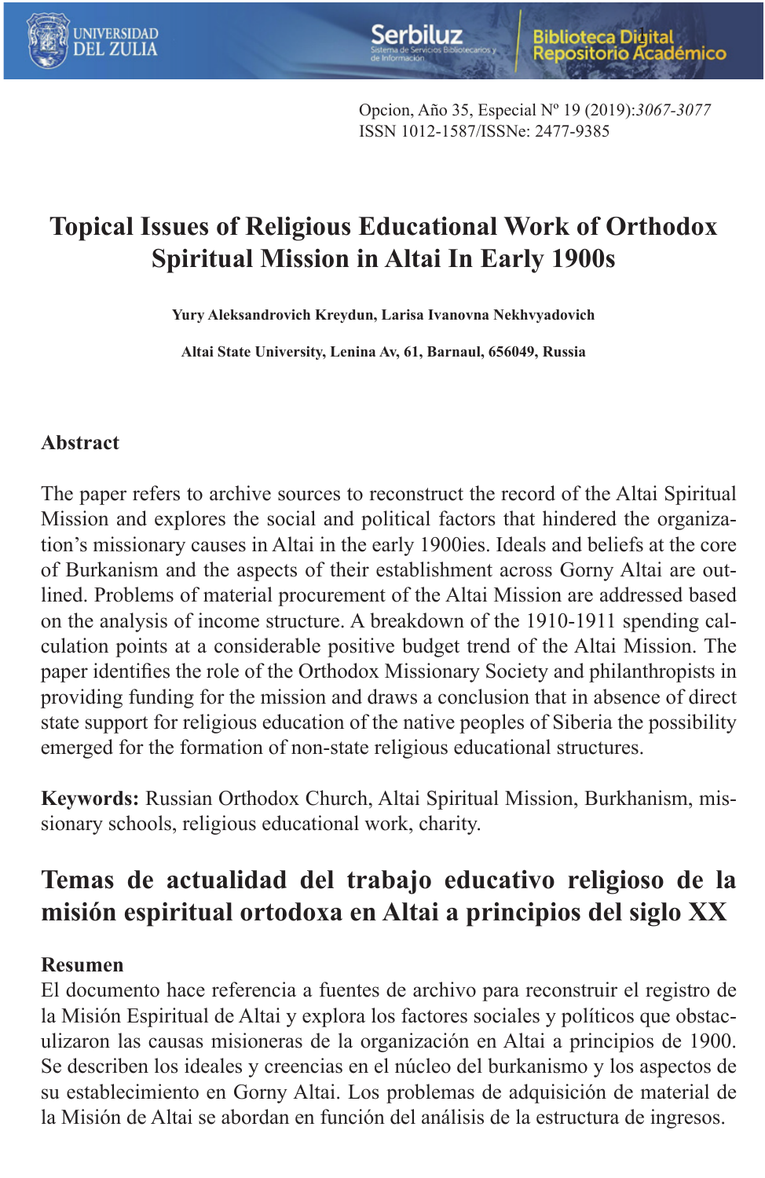# Topical Issues of Religious Educational Work of Orthodox Spiritual Mission in Altai In Early 1900s

**Yury Aleksandrovich Kreydun, Larisa Ivanovna Nekhvyadovich**

**Altai State University, Lenina Av, 61, Barnaul, 656049, Russia**

## Abstract

The paper refers to archive sources to reconstruct the record of the Altai Spiritual Mission and explores the social and political factors that hindered the organization's missionary causes in Altai in the early 1900ies. Ideals and beliefs at the core of Burkanism and the aspects of their establishment across Gorny Altai are outlined. Problems of material procurement of the Altai Mission are addressed based on the analysis of income structure. A breakdown of the 1910-1911 spending calculation points at a considerable positive budget trend of the Altai Mission. The paper identifies the role of the Orthodox Missionary Society and philanthropists in providing funding for the mission and draws a conclusion that in absence of direct state support for religious education of the native peoples of Siberia the possibility emerged for the formation of non-state religious educational structures.

**Keywords:** Russian Orthodox Church, Altai Spiritual Mission, Burkhanism, missionary schools, religious educational work, charity.

# Temas de actualidad del trabajo educativo religioso de la misión espiritual ortodoxa en Altai a principios del siglo XX

## Resumen

El documento hace referencia a fuentes de archivo para reconstruir el registro de la Misión Espiritual de Altai y explora los factores sociales y políticos que obstaculizaron las causas misioneras de la organización en Altai a principios de 1900. Se describen los ideales y creencias en el núcleo del burkanismo y los aspectos de su establecimiento en Gorny Altai. Los problemas de adquisición de material de la Misión de Altai se abordan en función del análisis de la estructura de ingresos.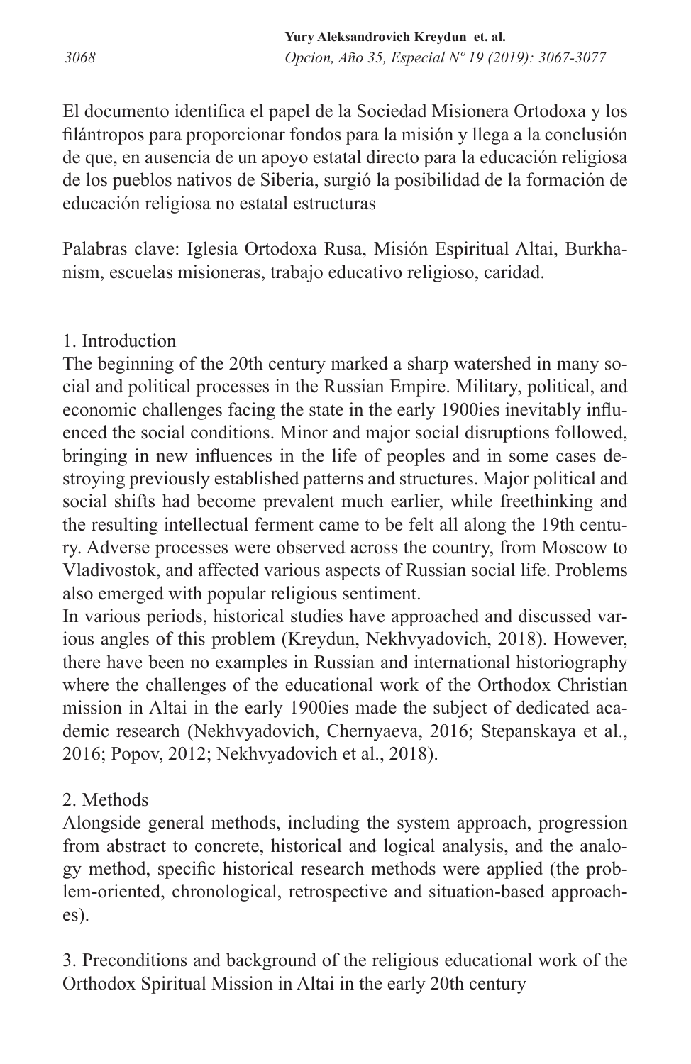El documento identifica el papel de la Sociedad Misionera Ortodoxa y los filántropos para proporcionar fondos para la misión y llega a la conclusión de que, en ausencia de un apoyo estatal directo para la educación religiosa de los pueblos nativos de Siberia, surgió la posibilidad de la formación de educación religiosa no estatal estructuras

Palabras clave: Iglesia Ortodoxa Rusa, Misión Espiritual Altai, Burkhanism, escuelas misioneras, trabajo educativo religioso, caridad.

## 1. Introduction

The beginning of the 20th century marked a sharp watershed in many social and political processes in the Russian Empire. Military, political, and economic challenges facing the state in the early 1900ies inevitably influenced the social conditions. Minor and major social disruptions followed, bringing in new influences in the life of peoples and in some cases destroying previously established patterns and structures. Major political and social shifts had become prevalent much earlier, while freethinking and the resulting intellectual ferment came to be felt all along the 19th century. Adverse processes were observed across the country, from Moscow to Vladivostok, and affected various aspects of Russian social life. Problems also emerged with popular religious sentiment.

In various periods, historical studies have approached and discussed various angles of this problem (Kreydun, Nekhvyadovich, 2018). However, there have been no examples in Russian and international historiography where the challenges of the educational work of the Orthodox Christian mission in Altai in the early 1900ies made the subject of dedicated academic research (Nekhvyadovich, Chernyaeva, 2016; Stepanskaya et al., 2016; Popov, 2012; Nekhvyadovich et al., 2018).

## 2. Methods

Alongside general methods, including the system approach, progression from abstract to concrete, historical and logical analysis, and the analogy method, specific historical research methods were applied (the problem-oriented, chronological, retrospective and situation-based approaches).

## 3. Preconditions and background of the religious educational work of the Orthodox Spiritual Mission in Altai in the early 20th century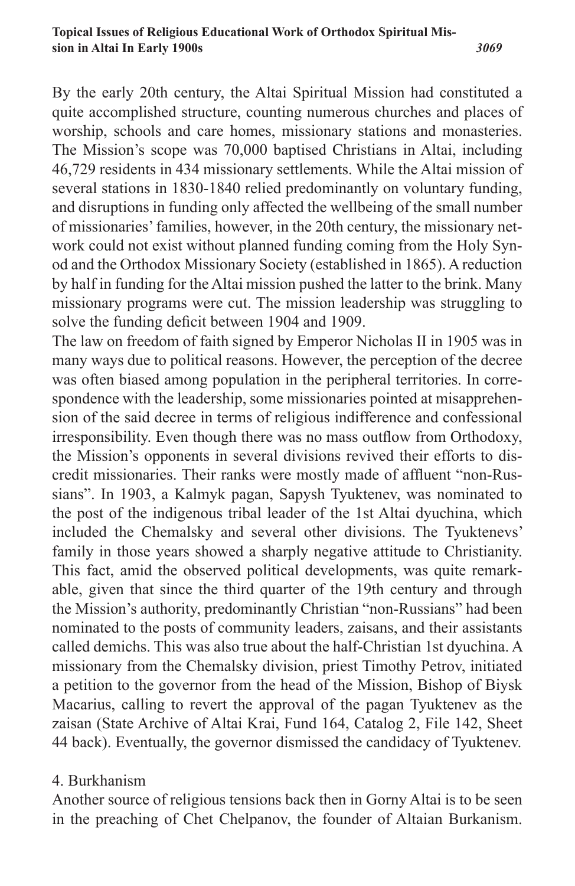By the early 20th century, the Altai Spiritual Mission had constituted a quite accomplished structure, counting numerous churches and places of worship, schools and care homes, missionary stations and monasteries. The Mission's scope was 70,000 baptised Christians in Altai, including 46,729 residents in 434 missionary settlements. While the Altai mission of several stations in 1830-1840 relied predominantly on voluntary funding, and disruptions in funding only affected the wellbeing of the small number of missionaries' families, however, in the 20th century, the missionary network could not exist without planned funding coming from the Holy Synod and the Orthodox Missionary Society (established in 1865). A reduction by half in funding for the Altai mission pushed the latter to the brink. Many missionary programs were cut. The mission leadership was struggling to solve the funding deficit between 1904 and 1909.

The law on freedom of faith signed by Emperor Nicholas II in 1905 was in many ways due to political reasons. However, the perception of the decree was often biased among population in the peripheral territories. In correspondence with the leadership, some missionaries pointed at misapprehension of the said decree in terms of religious indifference and confessional irresponsibility. Even though there was no mass outflow from Orthodoxy, the Mission's opponents in several divisions revived their efforts to discredit missionaries. Their ranks were mostly made of affluent "non-Russians". In 1903, a Kalmyk pagan, Sapysh Tyuktenev, was nominated to the post of the indigenous tribal leader of the 1st Altai dyuchina, which included the Chemalsky and several other divisions. The Tyuktenevs' family in those years showed a sharply negative attitude to Christianity. This fact, amid the observed political developments, was quite remarkable, given that since the third quarter of the 19th century and through the Mission's authority, predominantly Christian "non-Russians" had been nominated to the posts of community leaders, zaisans, and their assistants called demichs. This was also true about the half-Christian 1st dyuchina. A missionary from the Chemalsky division, priest Timothy Petrov, initiated a petition to the governor from the head of the Mission, Bishop of Biysk Macarius, calling to revert the approval of the pagan Tyuktenev as the zaisan (State Archive of Altai Krai, Fund 164, Catalog 2, File 142, Sheet 44 back). Eventually, the governor dismissed the candidacy of Tyuktenev.

## 4. Burkhanism

Another source of religious tensions back then in Gorny Altai is to be seen in the preaching of Chet Chelpanov, the founder of Altaian Burkanism.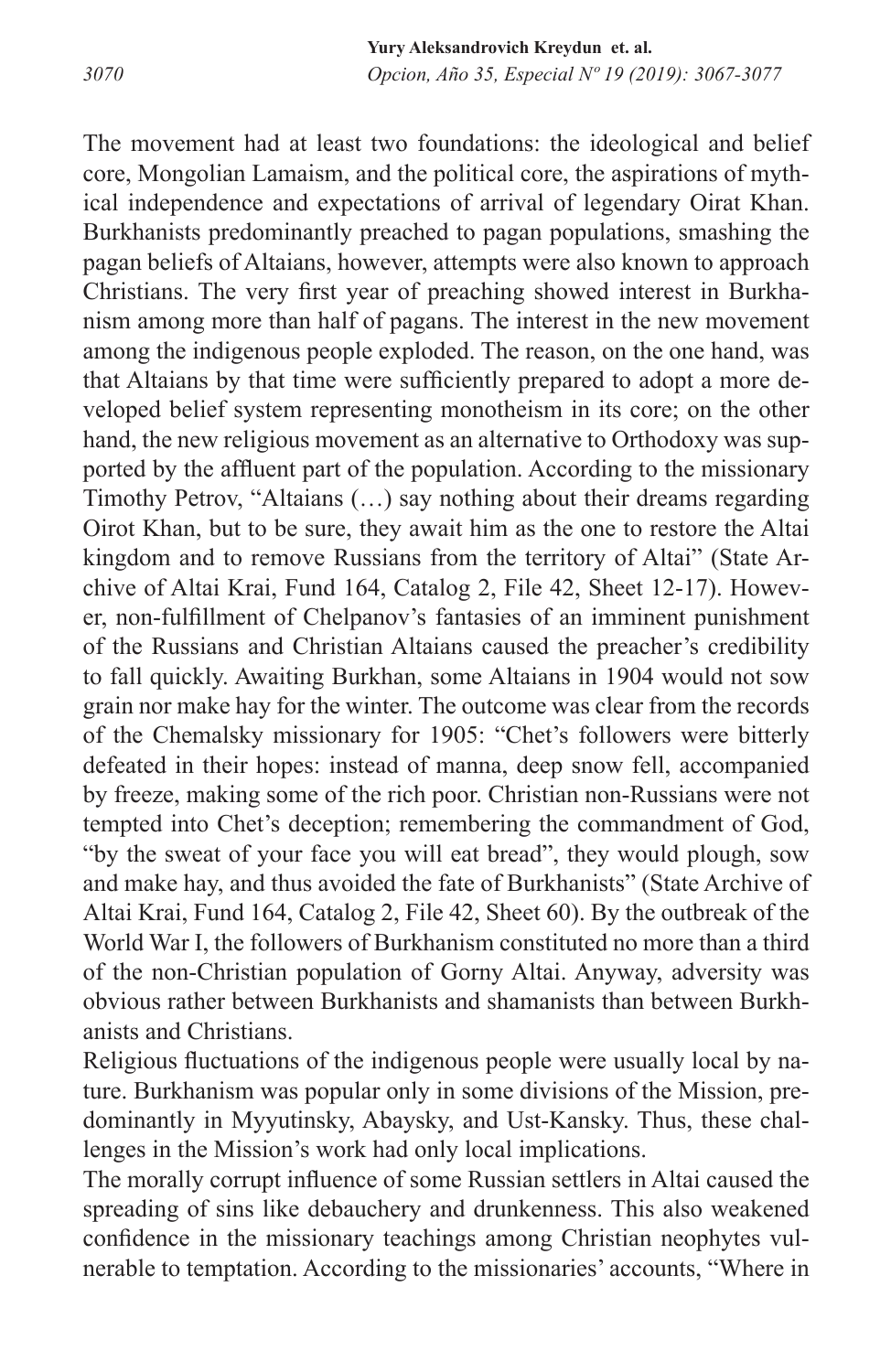The movement had at least two foundations: the ideological and belief core, Mongolian Lamaism, and the political core, the aspirations of mythical independence and expectations of arrival of legendary Oirat Khan. Burkhanists predominantly preached to pagan populations, smashing the pagan beliefs of Altaians, however, attempts were also known to approach Christians. The very first year of preaching showed interest in Burkhanism among more than half of pagans. The interest in the new movement among the indigenous people exploded. The reason, on the one hand, was that Altaians by that time were sufficiently prepared to adopt a more developed belief system representing monotheism in its core; on the other hand, the new religious movement as an alternative to Orthodoxy was supported by the affluent part of the population. According to the missionary Timothy Petrov, "Altaians (…) say nothing about their dreams regarding Oirot Khan, but to be sure, they await him as the one to restore the Altai kingdom and to remove Russians from the territory of Altai" (State Archive of Altai Krai, Fund 164, Catalog 2, File 42, Sheet 12-17). However, non-fulfillment of Chelpanov's fantasies of an imminent punishment of the Russians and Christian Altaians caused the preacher's credibility to fall quickly. Awaiting Burkhan, some Altaians in 1904 would not sow grain nor make hay for the winter. The outcome was clear from the records of the Chemalsky missionary for 1905: "Chet's followers were bitterly defeated in their hopes: instead of manna, deep snow fell, accompanied by freeze, making some of the rich poor. Christian non-Russians were not tempted into Chet's deception; remembering the commandment of God, "by the sweat of your face you will eat bread", they would plough, sow and make hay, and thus avoided the fate of Burkhanists" (State Archive of Altai Krai, Fund 164, Catalog 2, File 42, Sheet 60). By the outbreak of the World War I, the followers of Burkhanism constituted no more than a third of the non-Christian population of Gorny Altai. Anyway, adversity was obvious rather between Burkhanists and shamanists than between Burkhanists and Christians.

Religious fluctuations of the indigenous people were usually local by nature. Burkhanism was popular only in some divisions of the Mission, predominantly in Myyutinsky, Abaysky, and Ust-Kansky. Thus, these challenges in the Mission's work had only local implications.

The morally corrupt influence of some Russian settlers in Altai caused the spreading of sins like debauchery and drunkenness. This also weakened confidence in the missionary teachings among Christian neophytes vulnerable to temptation. According to the missionaries' accounts, "Where in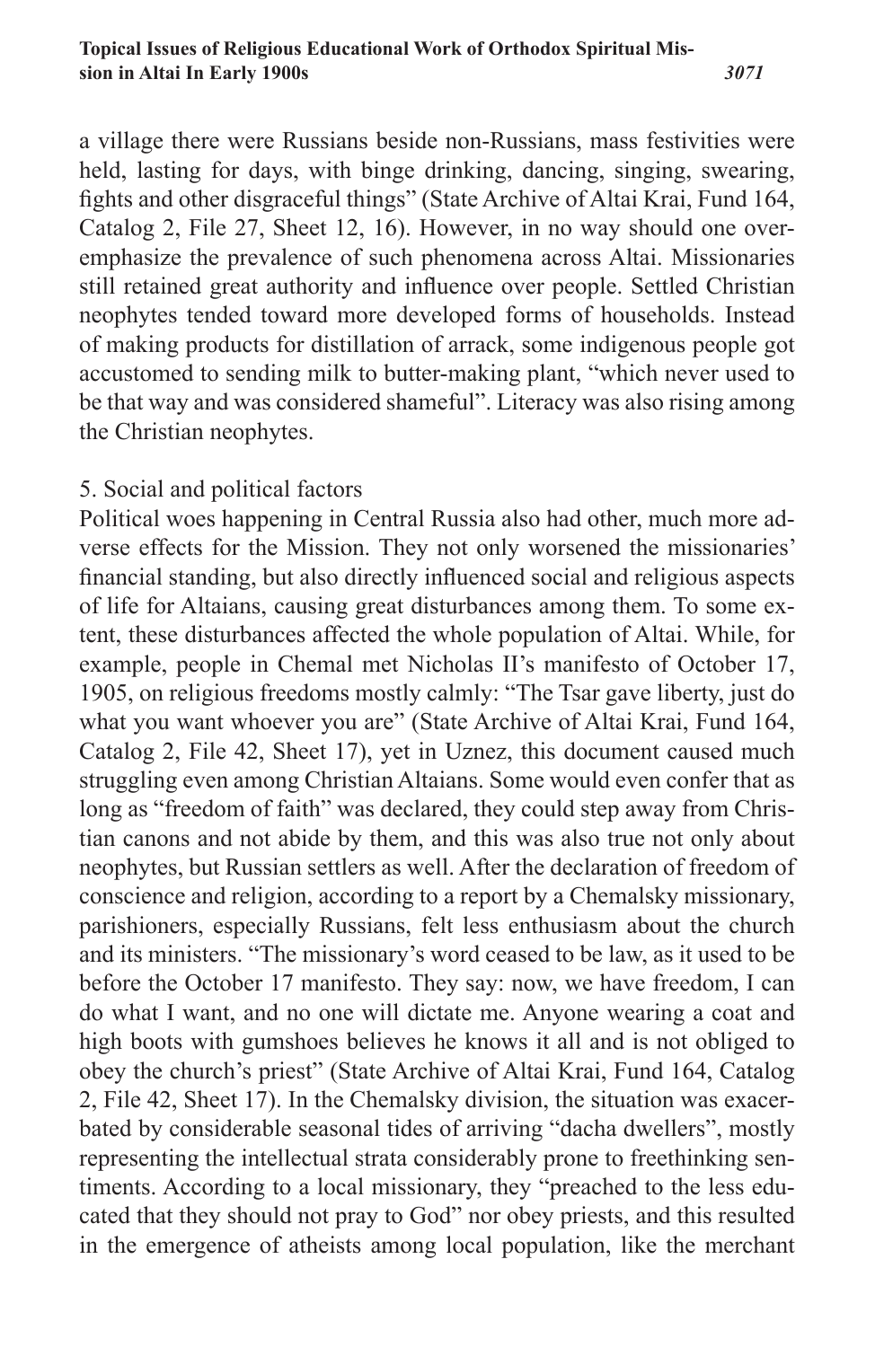a village there were Russians beside non-Russians, mass festivities were held, lasting for days, with binge drinking, dancing, singing, swearing, fights and other disgraceful things" (State Archive of Altai Krai, Fund 164, Catalog 2, File 27, Sheet 12, 16). However, in no way should one overemphasize the prevalence of such phenomena across Altai. Missionaries still retained great authority and influence over people. Settled Christian neophytes tended toward more developed forms of households. Instead of making products for distillation of arrack, some indigenous people got accustomed to sending milk to butter-making plant, "which never used to be that way and was considered shameful". Literacy was also rising among the Christian neophytes.

## 5. Social and political factors

Political woes happening in Central Russia also had other, much more adverse effects for the Mission. They not only worsened the missionaries' financial standing, but also directly influenced social and religious aspects of life for Altaians, causing great disturbances among them. To some extent, these disturbances affected the whole population of Altai. While, for example, people in Chemal met Nicholas II's manifesto of October 17, 1905, on religious freedoms mostly calmly: "The Tsar gave liberty, just do what you want whoever you are" (State Archive of Altai Krai, Fund 164, Catalog 2, File 42, Sheet 17), yet in Uznez, this document caused much struggling even among Christian Altaians. Some would even confer that as long as "freedom of faith" was declared, they could step away from Christian canons and not abide by them, and this was also true not only about neophytes, but Russian settlers as well. After the declaration of freedom of conscience and religion, according to a report by a Chemalsky missionary, parishioners, especially Russians, felt less enthusiasm about the church and its ministers. "The missionary's word ceased to be law, as it used to be before the October 17 manifesto. They say: now, we have freedom, I can do what I want, and no one will dictate me. Anyone wearing a coat and high boots with gumshoes believes he knows it all and is not obliged to obey the church's priest" (State Archive of Altai Krai, Fund 164, Catalog 2, File 42, Sheet 17). In the Chemalsky division, the situation was exacerbated by considerable seasonal tides of arriving "dacha dwellers", mostly representing the intellectual strata considerably prone to freethinking sentiments. According to a local missionary, they "preached to the less educated that they should not pray to God" nor obey priests, and this resulted in the emergence of atheists among local population, like the merchant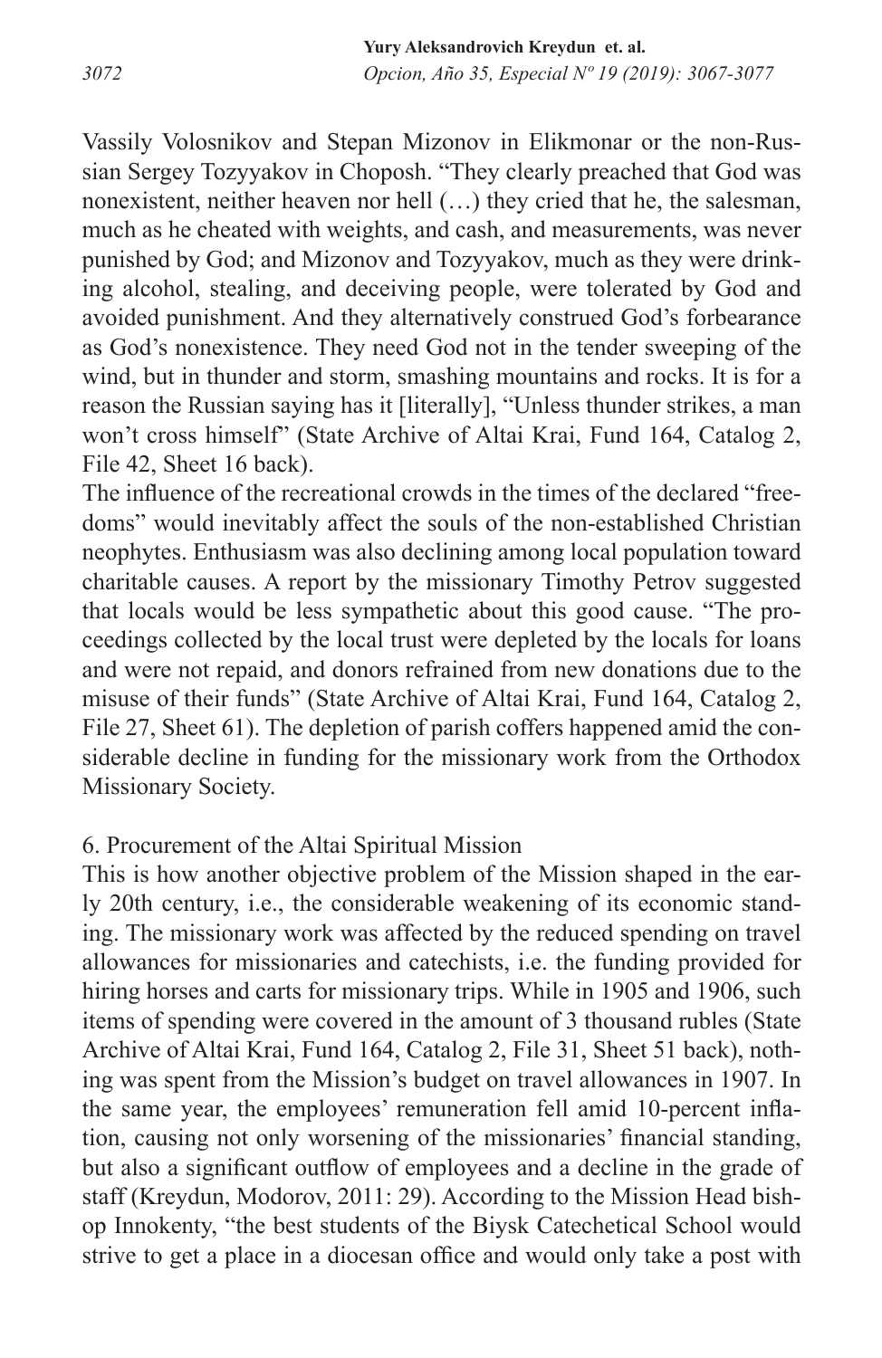Vassily Volosnikov and Stepan Mizonov in Elikmonar or the non-Russian Sergey Tozyyakov in Choposh. “They clearly preached that God was nonexistent, neither heaven nor hell (…) they cried that he, the salesman, much as he cheated with weights, and cash, and measurements, was never punished by God; and Mizonov and Tozyyakov, much as they were drinking alcohol, stealing, and deceiving people, were tolerated by God and avoided punishment. And they alternatively construed God’s forbearance as God’s nonexistence. They need God not in the tender sweeping of the wind, but in thunder and storm, smashing mountains and rocks. It is for a reason the Russian saying has it [literally], “Unless thunder strikes, a man won’t cross himself” (State Archive of Altai Krai, Fund 164, Catalog 2, File 42, Sheet 16 back).

The influence of the recreational crowds in the times of the declared “freedoms” would inevitably affect the souls of the non-established Christian neophytes. Enthusiasm was also declining among local population toward charitable causes. A report by the missionary Timothy Petrov suggested that locals would be less sympathetic about this good cause. “The proceedings collected by the local trust were depleted by the locals for loans and were not repaid, and donors refrained from new donations due to the misuse of their funds” (State Archive of Altai Krai, Fund 164, Catalog 2, File 27, Sheet 61). The depletion of parish coffers happened amid the considerable decline in funding for the missionary work from the Orthodox Missionary Society.

## 6. Procurement of the Altai Spiritual Mission

This is how another objective problem of the Mission shaped in the early 20th century, i.e., the considerable weakening of its economic standing. The missionary work was affected by the reduced spending on travel allowances for missionaries and catechists, i.e. the funding provided for hiring horses and carts for missionary trips. While in 1905 and 1906, such items of spending were covered in the amount of 3 thousand rubles (State Archive of Altai Krai, Fund 164, Catalog 2, File 31, Sheet 51 back), nothing was spent from the Mission’s budget on travel allowances in 1907. In the same year, the employees’ remuneration fell amid 10-percent inflation, causing not only worsening of the missionaries’ financial standing, but also a significant outflow of employees and a decline in the grade of staff (Kreydun, Modorov, 2011: 29). According to the Mission Head bishop Innokenty, “the best students of the Biysk Catechetical School would strive to get a place in a diocesan office and would only take a post with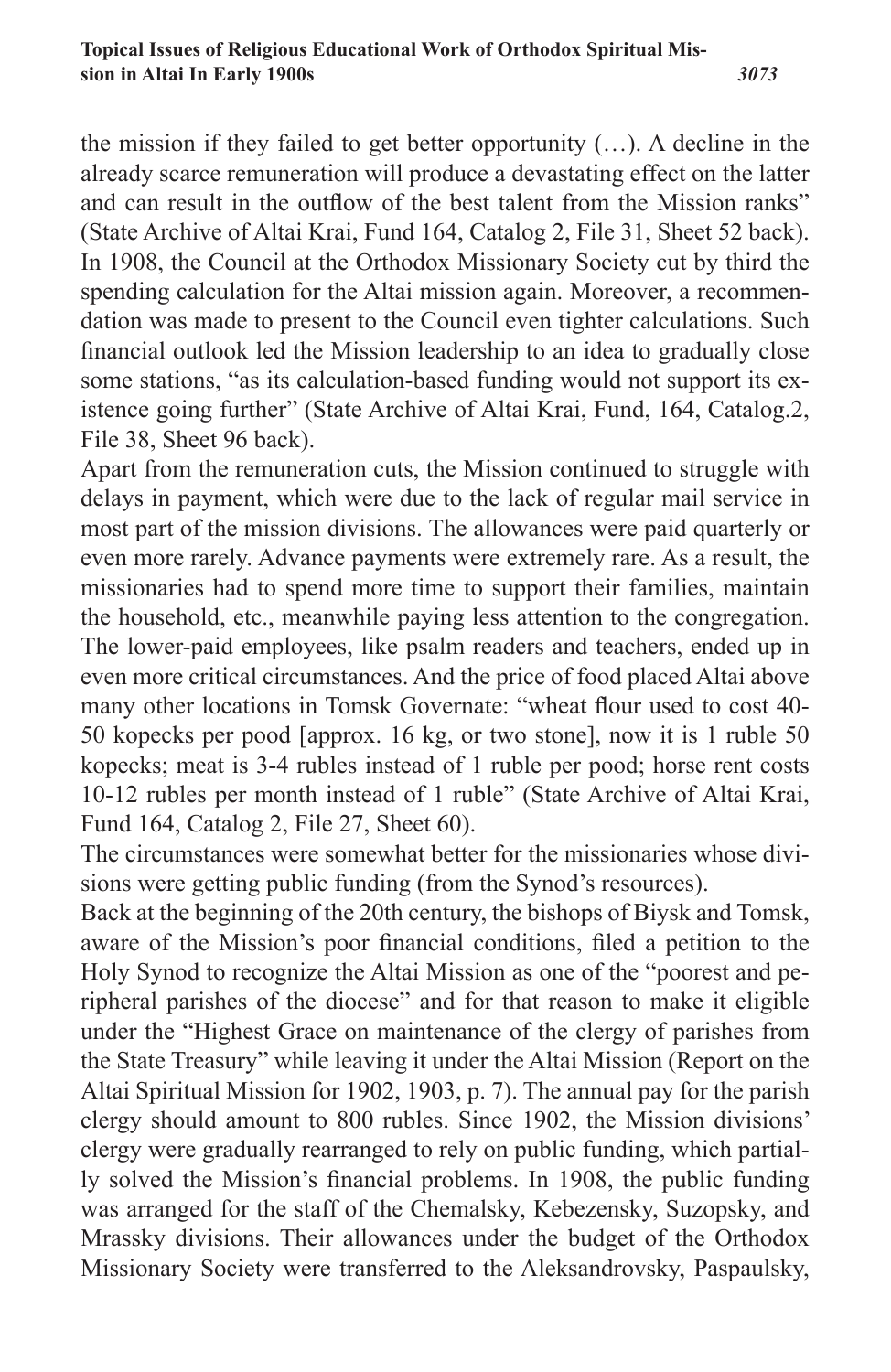the mission if they failed to get better opportunity (…). A decline in the already scarce remuneration will produce a devastating effect on the latter and can result in the outflow of the best talent from the Mission ranks" (State Archive of Altai Krai, Fund 164, Catalog 2, File 31, Sheet 52 back). In 1908, the Council at the Orthodox Missionary Society cut by third the spending calculation for the Altai mission again. Moreover, a recommendation was made to present to the Council even tighter calculations. Such financial outlook led the Mission leadership to an idea to gradually close some stations, "as its calculation-based funding would not support its existence going further" (State Archive of Altai Krai, Fund, 164, Catalog.2, File 38, Sheet 96 back).

Apart from the remuneration cuts, the Mission continued to struggle with delays in payment, which were due to the lack of regular mail service in most part of the mission divisions. The allowances were paid quarterly or even more rarely. Advance payments were extremely rare. As a result, the missionaries had to spend more time to support their families, maintain the household, etc., meanwhile paying less attention to the congregation. The lower-paid employees, like psalm readers and teachers, ended up in even more critical circumstances. And the price of food placed Altai above many other locations in Tomsk Governate: "wheat flour used to cost 40-50 kopecks per pood [approx. 16 kg, or two stone], now it is 1 ruble 50 kopecks; meat is 3-4 rubles instead of 1 ruble per pood; horse rent costs 10-12 rubles per month instead of 1 ruble" (State Archive of Altai Krai, Fund 164, Catalog 2, File 27, Sheet 60).

The circumstances were somewhat better for the missionaries whose divisions were getting public funding (from the Synod's resources).

Back at the beginning of the 20th century, the bishops of Biysk and Tomsk, aware of the Mission's poor financial conditions, filed a petition to the Holy Synod to recognize the Altai Mission as one of the "poorest and peripheral parishes of the diocese" and for that reason to make it eligible under the "Highest Grace on maintenance of the clergy of parishes from the State Treasury" while leaving it under the Altai Mission (Report on the Altai Spiritual Mission for 1902, 1903, p. 7). The annual pay for the parish clergy should amount to 800 rubles. Since 1902, the Mission divisions' clergy were gradually rearranged to rely on public funding, which partially solved the Mission's financial problems. In 1908, the public funding was arranged for the staff of the Chemalsky, Kebezensky, Suzopsky, and Mrassky divisions. Their allowances under the budget of the Orthodox Missionary Society were transferred to the Aleksandrovsky, Paspaulsky,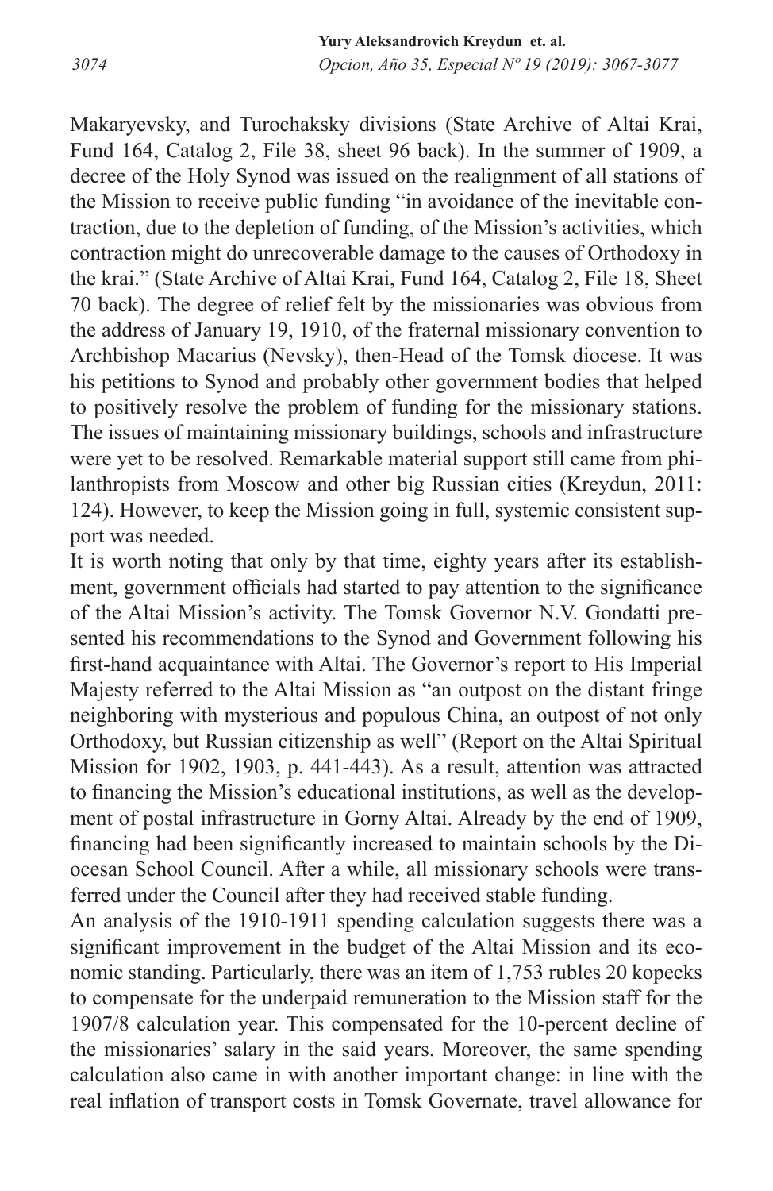Makaryevsky, and Turochaksky divisions (State Archive of Altai Krai, Fund 164, Catalog 2, File 38, sheet 96 back). In the summer of 1909, a decree of the Holy Synod was issued on the realignment of all stations of the Mission to receive public funding "in avoidance of the inevitable contraction, due to the depletion of funding, of the Mission's activities, which contraction might do unrecoverable damage to the causes of Orthodoxy in the krai." (State Archive of Altai Krai, Fund 164, Catalog 2, File 18, Sheet 70 back). The degree of relief felt by the missionaries was obvious from the address of January 19, 1910, of the fraternal missionary convention to Archbishop Macarius (Nevsky), then-Head of the Tomsk diocese. It was his petitions to Synod and probably other government bodies that helped to positively resolve the problem of funding for the missionary stations. The issues of maintaining missionary buildings, schools and infrastructure were yet to be resolved. Remarkable material support still came from philanthropists from Moscow and other big Russian cities (Kreydun, 2011: 124). However, to keep the Mission going in full, systemic consistent support was needed.

It is worth noting that only by that time, eighty years after its establishment, government officials had started to pay attention to the significance of the Altai Mission's activity. The Tomsk Governor N.V. Gondatti presented his recommendations to the Synod and Government following his first-hand acquaintance with Altai. The Governor's report to His Imperial Majesty referred to the Altai Mission as "an outpost on the distant fringe neighboring with mysterious and populous China, an outpost of not only Orthodoxy, but Russian citizenship as well" (Report on the Altai Spiritual Mission for 1902, 1903, p. 441-443). As a result, attention was attracted to financing the Mission's educational institutions, as well as the development of postal infrastructure in Gorny Altai. Already by the end of 1909, financing had been significantly increased to maintain schools by the Diocesan School Council. After a while, all missionary schools were transferred under the Council after they had received stable funding.

An analysis of the 1910-1911 spending calculation suggests there was a significant improvement in the budget of the Altai Mission and its economic standing. Particularly, there was an item of 1,753 rubles 20 kopecks to compensate for the underpaid remuneration to the Mission staff for the 1907/8 calculation year. This compensated for the 10-percent decline of the missionaries' salary in the said years. Moreover, the same spending calculation also came in with another important change: in line with the real inflation of transport costs in Tomsk Governate, travel allowance for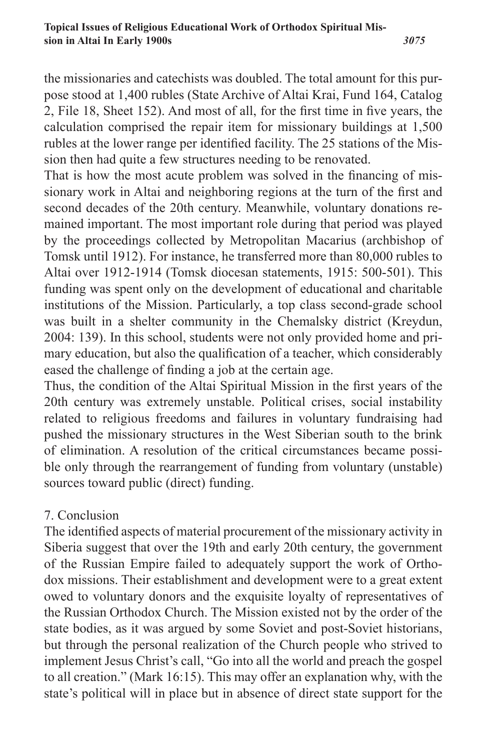the missionaries and catechists was doubled. The total amount for this purpose stood at 1,400 rubles (State Archive of Altai Krai, Fund 164, Catalog 2, File 18, Sheet 152). And most of all, for the first time in five years, the calculation comprised the repair item for missionary buildings at 1,500 rubles at the lower range per identified facility. The 25 stations of the Mission then had quite a few structures needing to be renovated.

That is how the most acute problem was solved in the financing of missionary work in Altai and neighboring regions at the turn of the first and second decades of the 20th century. Meanwhile, voluntary donations remained important. The most important role during that period was played by the proceedings collected by Metropolitan Macarius (archbishop of Tomsk until 1912). For instance, he transferred more than 80,000 rubles to Altai over 1912-1914 (Tomsk diocesan statements, 1915: 500-501). This funding was spent only on the development of educational and charitable institutions of the Mission. Particularly, a top class second-grade school was built in a shelter community in the Chemalsky district (Kreydun, 2004: 139). In this school, students were not only provided home and primary education, but also the qualification of a teacher, which considerably eased the challenge of finding a job at the certain age.

Thus, the condition of the Altai Spiritual Mission in the first years of the 20th century was extremely unstable. Political crises, social instability related to religious freedoms and failures in voluntary fundraising had pushed the missionary structures in the West Siberian south to the brink of elimination. A resolution of the critical circumstances became possible only through the rearrangement of funding from voluntary (unstable) sources toward public (direct) funding.

## 7. Conclusion

The identified aspects of material procurement of the missionary activity in Siberia suggest that over the 19th and early 20th century, the government of the Russian Empire failed to adequately support the work of Orthodox missions. Their establishment and development were to a great extent owed to voluntary donors and the exquisite loyalty of representatives of the Russian Orthodox Church. The Mission existed not by the order of the state bodies, as it was argued by some Soviet and post-Soviet historians, but through the personal realization of the Church people who strived to implement Jesus Christ's call, "Go into all the world and preach the gospel to all creation." (Mark 16:15). This may offer an explanation why, with the state's political will in place but in absence of direct state support for the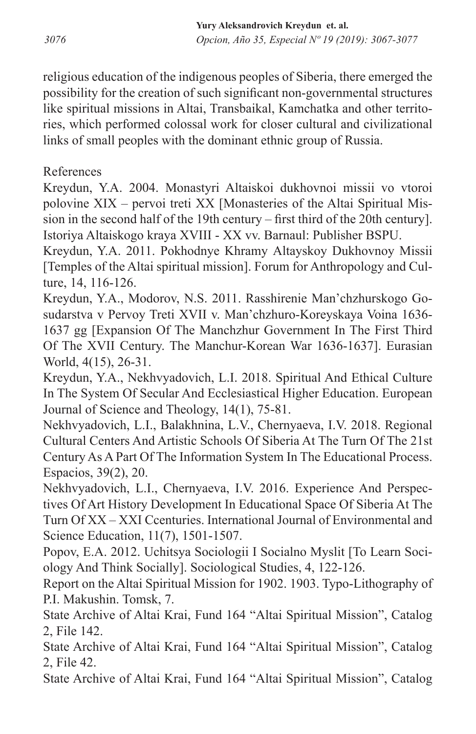religious education of the indigenous peoples of Siberia, there emerged the possibility for the creation of such significant non-governmental structures like spiritual missions in Altai, Transbaikal, Kamchatka and other territories, which performed colossal work for closer cultural and civilizational links of small peoples with the dominant ethnic group of Russia.

References

Kreydun, Y.A. 2004. Monastyri Altaiskoi dukhovnoi missii vo vtoroi polovine XIX – pervoi treti XX [Monasteries of the Altai Spiritual Mission in the second half of the 19th century – first third of the 20th century]. Istoriya Altaiskogo kraya XVIII - XX vv. Barnaul: Publisher BSPU.

Kreydun, Y.A. 2011. Pokhodnye Khramy Altayskoy Dukhovnoy Missii [Temples of the Altai spiritual mission]. Forum for Anthropology and Culture, 14, 116-126.

Kreydun, Y.A., Modorov, N.S. 2011. Rasshirenie Man'chzhurskogo Gosudarstva v Pervoy Treti XVII v. Man'chzhuro-Koreyskaya Voina 1636-1637 gg [Expansion Of The Manchzhur Government In The First Third Of The XVII Century. The Manchur-Korean War 1636-1637]. Eurasian World, 4(15), 26-31.

Kreydun, Y.A., Nekhvyadovich, L.I. 2018. Spiritual And Ethical Culture In The System Of Secular And Ecclesiastical Higher Education. European Journal of Science and Theology, 14(1), 75-81.

Nekhvyadovich, L.I., Balakhnina, L.V., Chernyaeva, I.V. 2018. Regional Cultural Centers And Artistic Schools Of Siberia At The Turn Of The 21st Century As A Part Of The Information System In The Educational Process. Espacios, 39(2), 20.

Nekhvyadovich, L.I., Chernyaeva, I.V. 2016. Experience And Perspectives Of Art History Development In Educational Space Of Siberia At The Turn Of XX – XXI Ccenturies. International Journal of Environmental and Science Education, 11(7), 1501-1507.

Popov, E.A. 2012. Uchitsya Sociologii I Socialno Myslit [To Learn Sociology And Think Socially]. Sociological Studies, 4, 122-126.

Report on the Altai Spiritual Mission for 1902. 1903. Typo-Lithography of P.I. Makushin. Tomsk, 7.

State Archive of Altai Krai, Fund 164 "Altai Spiritual Mission", Catalog 2, File 142.

State Archive of Altai Krai, Fund 164 "Altai Spiritual Mission", Catalog 2, File 42.

State Archive of Altai Krai, Fund 164 "Altai Spiritual Mission", Catalog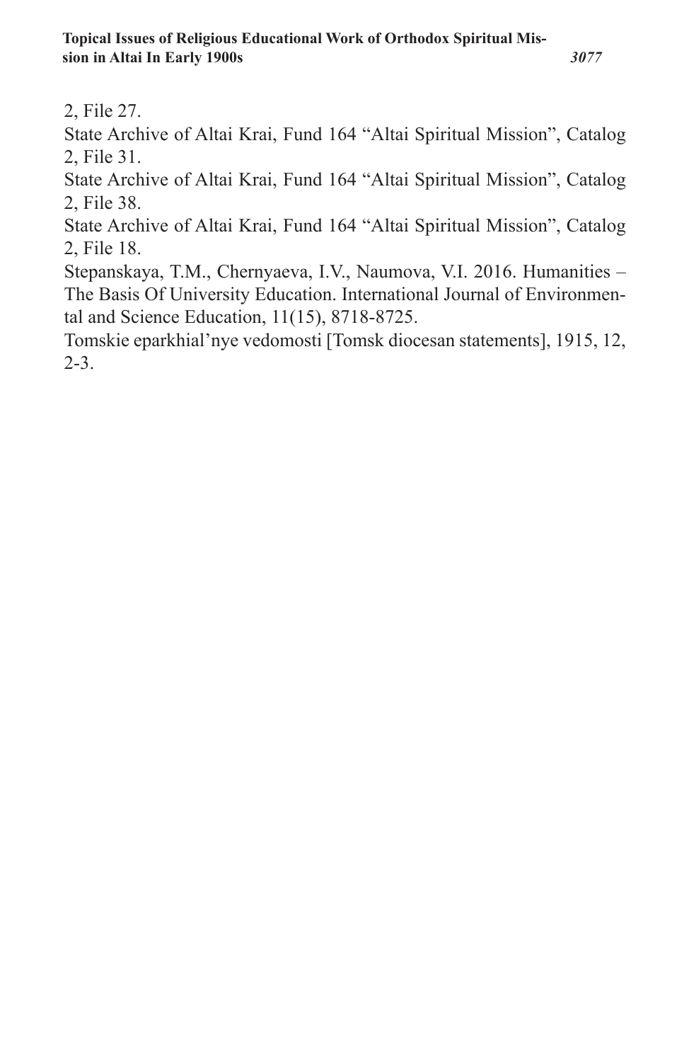2, File 27.

State Archive of Altai Krai, Fund 164 “Altai Spiritual Mission”, Catalog 2, File 31.

State Archive of Altai Krai, Fund 164 “Altai Spiritual Mission”, Catalog 2, File 38.

State Archive of Altai Krai, Fund 164 “Altai Spiritual Mission”, Catalog 2, File 18.

Stepanskaya, T.M., Chernyaeva, I.V., Naumova, V.I. 2016. Humanities – The Basis Of University Education. International Journal of Environmental and Science Education, 11(15), 8718-8725.

Tomskie eparkhial’nye vedomosti [Tomsk diocesan statements], 1915, 12, 2-3.